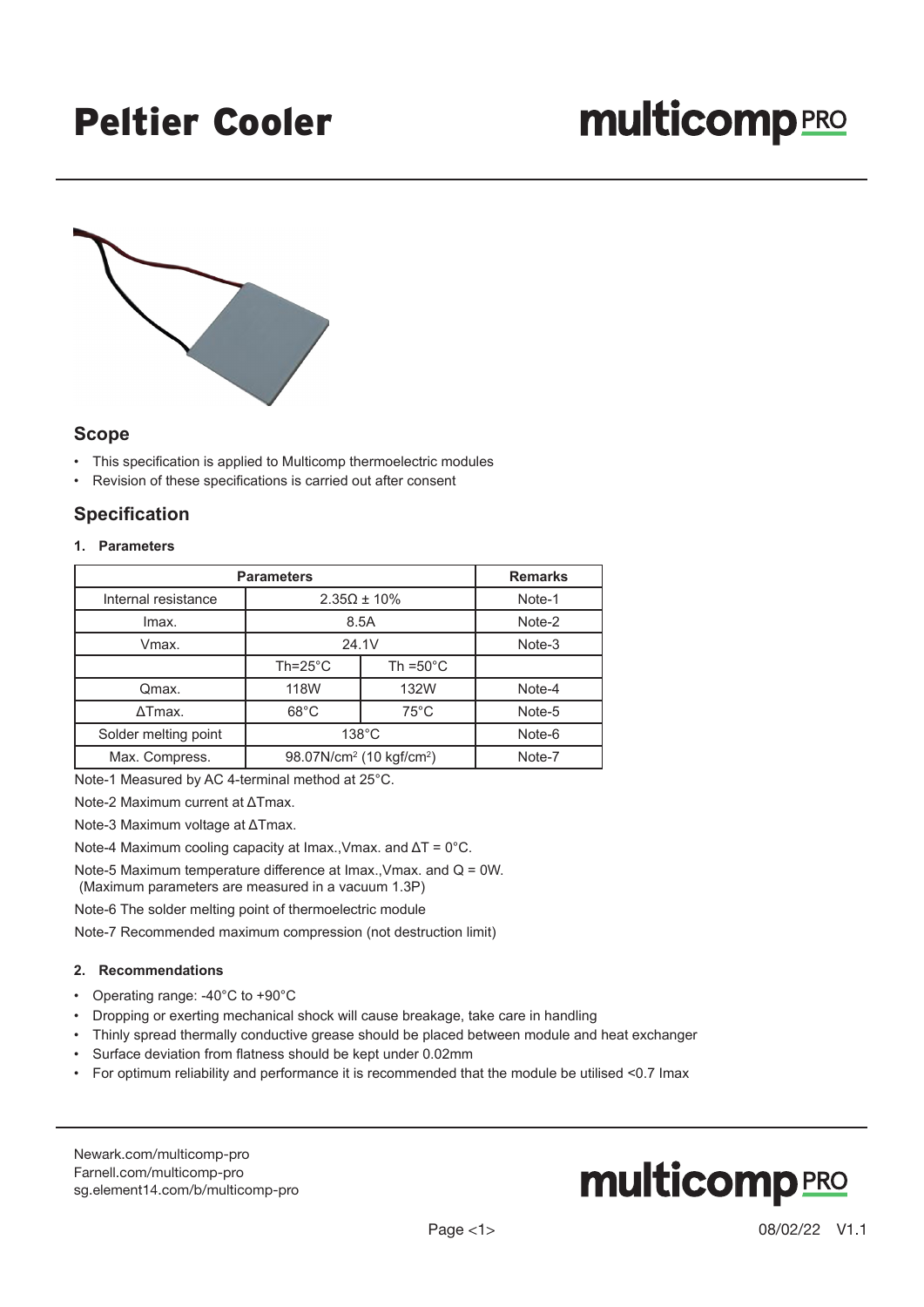# Peltier Cooler

**multicomp PRO**

## Scope

- This specification is applied to Multicomp thermoelectric modules
- Revision of these specifications is carried out after consent

## Specification

### 1. Parameters

| Parameters | | | Remarks |
|---|---|---|---|
| Internal resistance | $2.35\Omega \pm 10\%$ | | Note-1 |
| Imax. | 8.5A | | Note-2 |
| Vmax. | 24.1V | | Note-3 |
| | Th=25°C | Th =50°C | |
| Qmax. | 118W | 132W | Note-4 |
| ΔTmax. | 68°C | 75°C | Note-5 |
| Solder melting point | 138°C | | Note-6 |
| Max. Compress. | 98.07N/cm² (10 kgf/cm²) | | Note-7 |

Note-1 Measured by AC 4-terminal method at 25°C.

Note-2 Maximum current at ΔTmax.

Note-3 Maximum voltage at ΔTmax.

Note-4 Maximum cooling capacity at Imax.,Vmax. and ΔT = 0°C.

Note-5 Maximum temperature difference at Imax.,Vmax. and Q = 0W.
(Maximum parameters are measured in a vacuum 1.3P)

Note-6 The solder melting point of thermoelectric module

Note-7 Recommended maximum compression (not destruction limit)

### 2. Recommendations

- Operating range: -40°C to +90°C
- Dropping or exerting mechanical shock will cause breakage, take care in handling
- Thinly spread thermally conductive grease should be placed between module and heat exchanger
- Surface deviation from flatness should be kept under 0.02mm
- For optimum reliability and performance it is recommended that the module be utilised <0.7 Imax

Newark.com/multicomp-pro
Farnell.com/multicomp-pro
sg.element14.com/b/multicomp-pro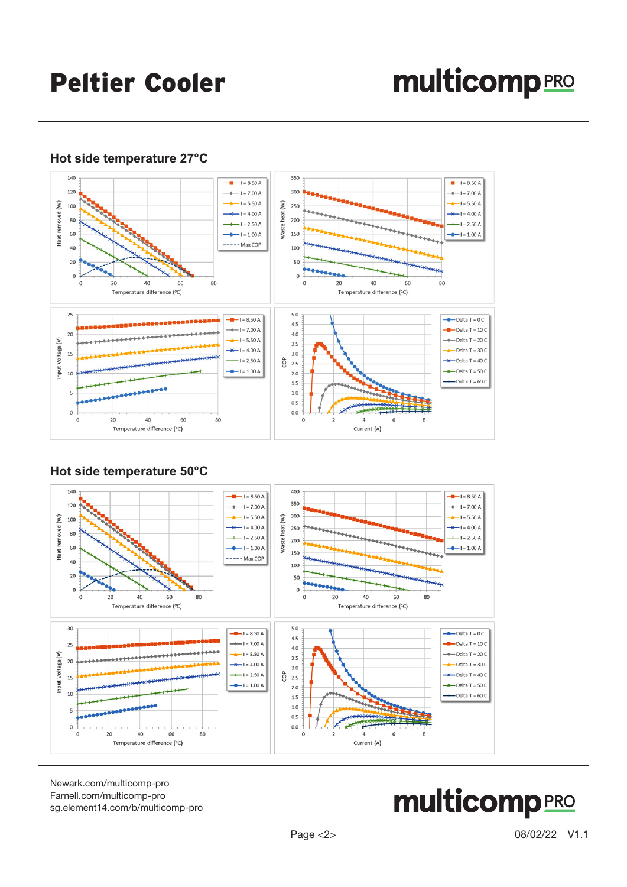## Hot side temperature 27°C

## Hot side temperature 50°C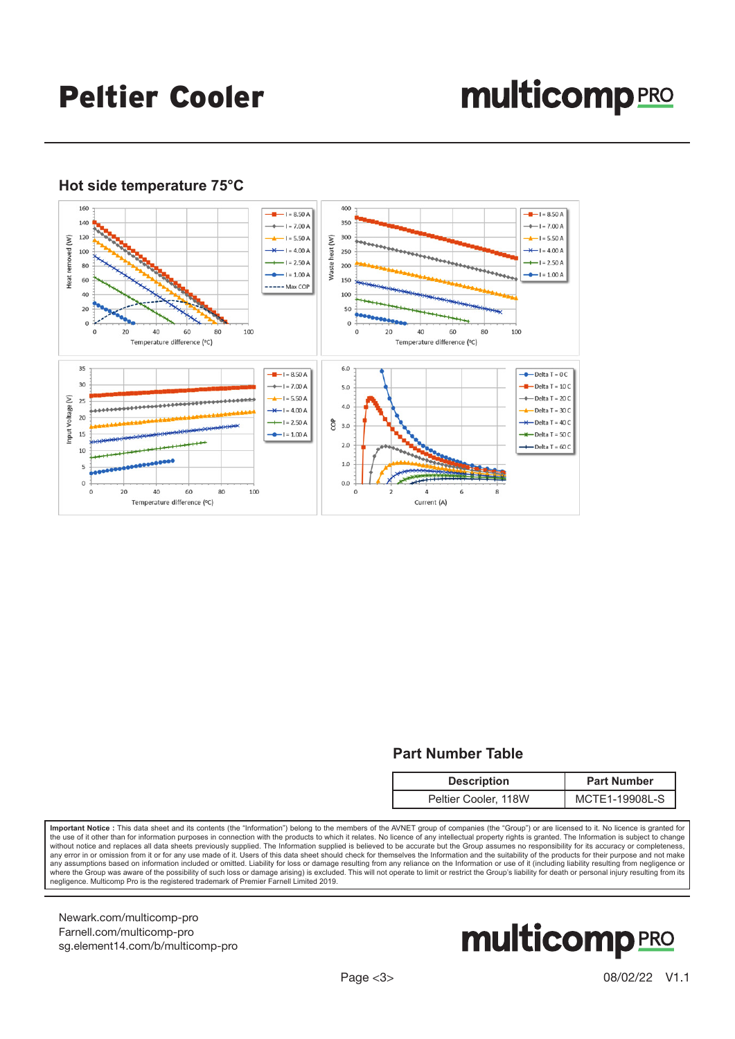## Hot side temperature 75°C

Heat removed (W)
160
140
120
100
80
60
40
20
0
0 20 40 60 80 100
Temperature difference (ºC)
I = 8.50 A
I = 7.00 A
I = 5.50 A
I = 4.00 A
I = 2.50 A
I = 1.00 A
Max COP

Waste heat (W)
400
350
300
250
200
150
100
50
0
0 20 40 60 80 100
Temperature difference (ºC)
I = 8.50 A
I = 7.00 A
I = 5.50 A
I = 4.00 A
I = 2.50 A
I = 1.00 A

Input Voltage (V)
35
30
25
20
15
10
5
0
0 20 40 60 80 100
Temperature difference (ºC)
I = 8.50 A
I = 7.00 A
I = 5.50 A
I = 4.00 A
I = 2.50 A
I = 1.00 A

COP
6.0
5.0
4.0
3.0
2.0
1.0
0.0
0 2 4 6 8
Current (A)
Delta T = 0 C
Delta T = 10 C
Delta T = 20 C
Delta T = 30 C
Delta T = 40 C
Delta T = 50 C
Delta T = 60 C

## Part Number Table

| Description | Part Number |
|---|---|
| Peltier Cooler, 118W | MCTE1-19908L-S |

**Important Notice :** This data sheet and its contents (the "Information") belong to the members of the AVNET group of companies (the "Group") or are licensed to it. No licence is granted for the use of it other than for information purposes in connection with the products to which it relates. No licence of any intellectual property rights is granted. The Information is subject to change without notice and replaces all data sheets previously supplied. The Information supplied is believed to be accurate but the Group assumes no responsibility for its accuracy or completeness, any error in or omission from it or for any use made of it. Users of this data sheet should check for themselves the Information and the suitability of the products for their purpose and not make any assumptions based on information included or omitted. Liability for loss or damage resulting from any reliance on the Information or use of it (including liability resulting from negligence or where the Group was aware of the possibility of such loss or damage arising) is excluded. This will not operate to limit or restrict the Group's liability for death or personal injury resulting from its negligence. Multicomp Pro is the registered trademark of Premier Farnell Limited 2019.

Newark.com/multicomp-pro
Farnell.com/multicomp-pro
sg.element14.com/b/multicomp-pro

08/02/22 V1.1